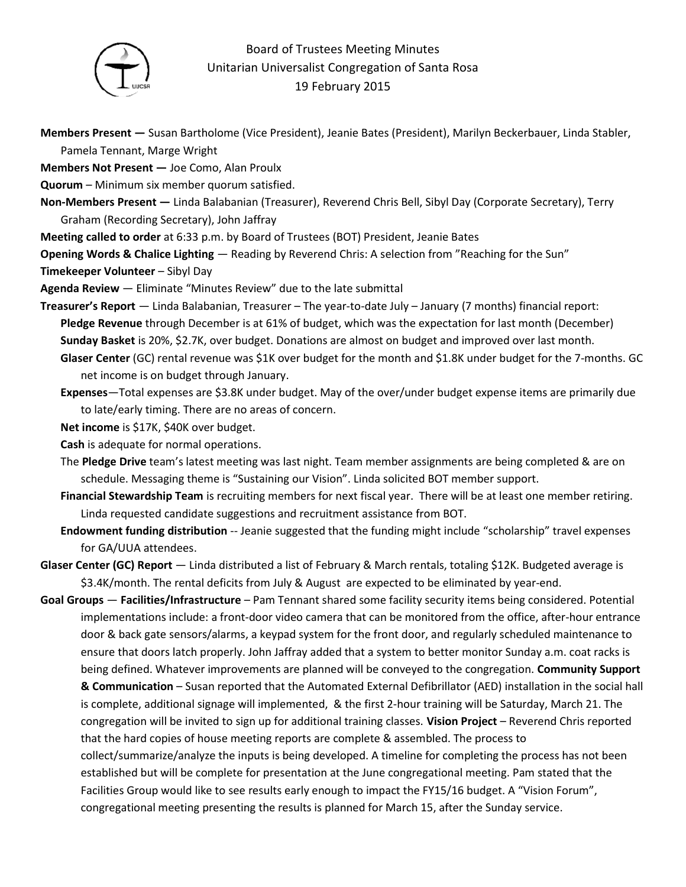# Board of Trustees Meeting Minutes
## Unitarian Universalist Congregation of Santa Rosa
## 19 February 2015

**Members Present —** Susan Bartholome (Vice President), Jeanie Bates (President), Marilyn Beckerbauer, Linda Stabler, Pamela Tennant, Marge Wright

**Members Not Present —** Joe Como, Alan Proulx

**Quorum** – Minimum six member quorum satisfied.

**Non-Members Present —** Linda Balabanian (Treasurer), Reverend Chris Bell, Sibyl Day (Corporate Secretary), Terry Graham (Recording Secretary), John Jaffray

**Meeting called to order** at 6:33 p.m. by Board of Trustees (BOT) President, Jeanie Bates

**Opening Words & Chalice Lighting** — Reading by Reverend Chris: A selection from "Reaching for the Sun"

**Timekeeper Volunteer** – Sibyl Day

**Agenda Review** — Eliminate "Minutes Review" due to the late submittal

**Treasurer's Report** — Linda Balabanian, Treasurer – The year-to-date July – January (7 months) financial report:

**Pledge Revenue** through December is at 61% of budget, which was the expectation for last month (December)

**Sunday Basket** is 20%, \$2.7K, over budget. Donations are almost on budget and improved over last month.

**Glaser Center** (GC) rental revenue was \$1K over budget for the month and \$1.8K under budget for the 7-months. GC net income is on budget through January.

**Expenses**—Total expenses are \$3.8K under budget. May of the over/under budget expense items are primarily due to late/early timing. There are no areas of concern.

**Net income** is \$17K, \$40K over budget.

**Cash** is adequate for normal operations.

The **Pledge Drive** team's latest meeting was last night. Team member assignments are being completed & are on schedule. Messaging theme is "Sustaining our Vision". Linda solicited BOT member support.

**Financial Stewardship Team** is recruiting members for next fiscal year. There will be at least one member retiring. Linda requested candidate suggestions and recruitment assistance from BOT.

**Endowment funding distribution** -- Jeanie suggested that the funding might include "scholarship" travel expenses for GA/UUA attendees.

**Glaser Center (GC) Report** — Linda distributed a list of February & March rentals, totaling \$12K. Budgeted average is \$3.4K/month. The rental deficits from July & August are expected to be eliminated by year-end.

**Goal Groups** — **Facilities/Infrastructure** – Pam Tennant shared some facility security items being considered. Potential implementations include: a front-door video camera that can be monitored from the office, after-hour entrance door & back gate sensors/alarms, a keypad system for the front door, and regularly scheduled maintenance to ensure that doors latch properly. John Jaffray added that a system to better monitor Sunday a.m. coat racks is being defined. Whatever improvements are planned will be conveyed to the congregation. **Community Support & Communication** – Susan reported that the Automated External Defibrillator (AED) installation in the social hall is complete, additional signage will implemented, & the first 2-hour training will be Saturday, March 21. The congregation will be invited to sign up for additional training classes. **Vision Project** – Reverend Chris reported that the hard copies of house meeting reports are complete & assembled. The process to collect/summarize/analyze the inputs is being developed. A timeline for completing the process has not been established but will be complete for presentation at the June congregational meeting. Pam stated that the Facilities Group would like to see results early enough to impact the FY15/16 budget. A "Vision Forum", congregational meeting presenting the results is planned for March 15, after the Sunday service.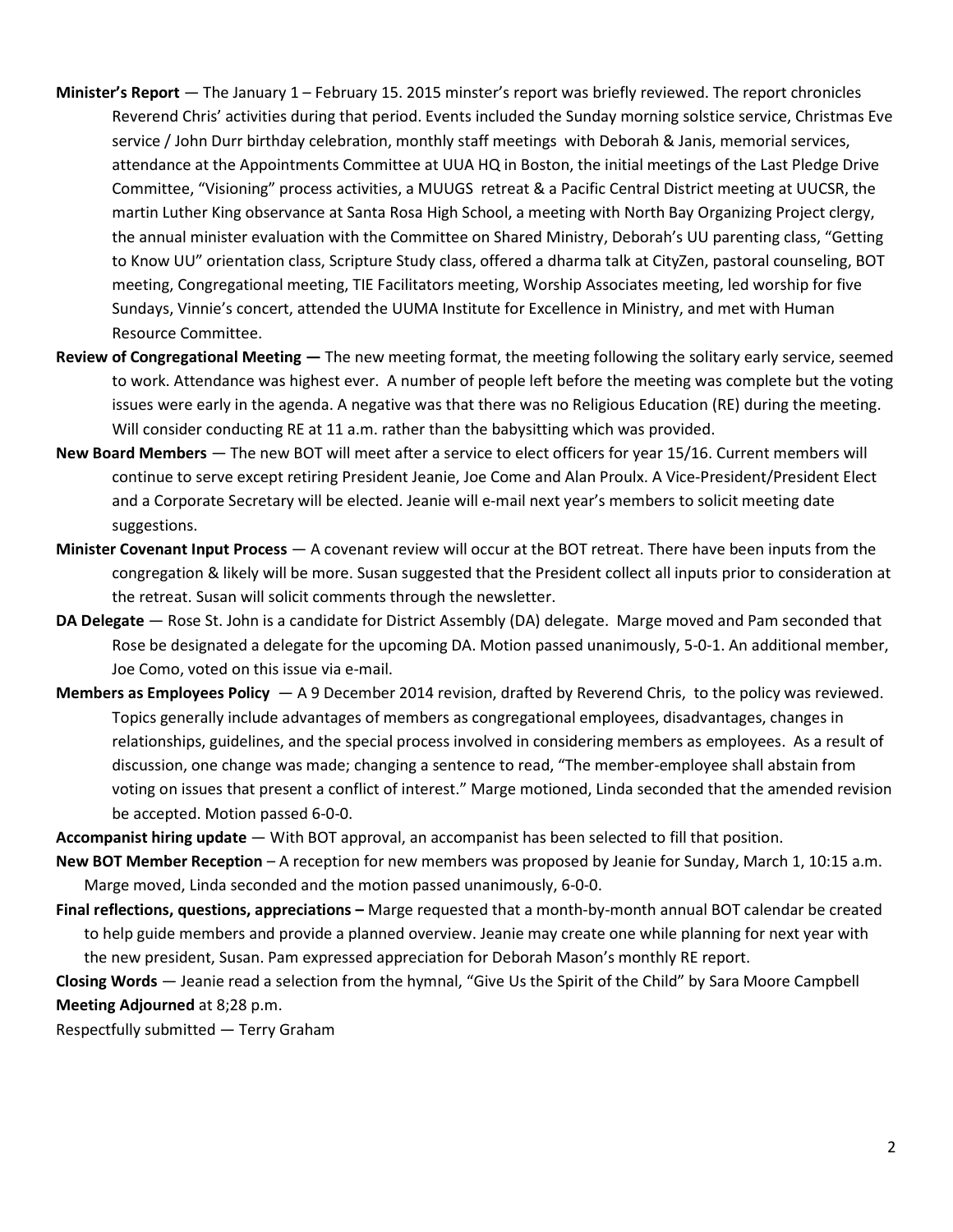**Minister's Report** — The January 1 – February 15. 2015 minster's report was briefly reviewed. The report chronicles Reverend Chris' activities during that period. Events included the Sunday morning solstice service, Christmas Eve service / John Durr birthday celebration, monthly staff meetings with Deborah & Janis, memorial services, attendance at the Appointments Committee at UUA HQ in Boston, the initial meetings of the Last Pledge Drive Committee, "Visioning" process activities, a MUUGS retreat & a Pacific Central District meeting at UUCSR, the martin Luther King observance at Santa Rosa High School, a meeting with North Bay Organizing Project clergy, the annual minister evaluation with the Committee on Shared Ministry, Deborah's UU parenting class, "Getting to Know UU" orientation class, Scripture Study class, offered a dharma talk at CityZen, pastoral counseling, BOT meeting, Congregational meeting, TIE Facilitators meeting, Worship Associates meeting, led worship for five Sundays, Vinnie's concert, attended the UUMA Institute for Excellence in Ministry, and met with Human Resource Committee.

**Review of Congregational Meeting —** The new meeting format, the meeting following the solitary early service, seemed to work. Attendance was highest ever. A number of people left before the meeting was complete but the voting issues were early in the agenda. A negative was that there was no Religious Education (RE) during the meeting. Will consider conducting RE at 11 a.m. rather than the babysitting which was provided.

**New Board Members** — The new BOT will meet after a service to elect officers for year 15/16. Current members will continue to serve except retiring President Jeanie, Joe Come and Alan Proulx. A Vice-President/President Elect and a Corporate Secretary will be elected. Jeanie will e-mail next year's members to solicit meeting date suggestions.

**Minister Covenant Input Process** — A covenant review will occur at the BOT retreat. There have been inputs from the congregation & likely will be more. Susan suggested that the President collect all inputs prior to consideration at the retreat. Susan will solicit comments through the newsletter.

**DA Delegate** — Rose St. John is a candidate for District Assembly (DA) delegate. Marge moved and Pam seconded that Rose be designated a delegate for the upcoming DA. Motion passed unanimously, 5-0-1. An additional member, Joe Como, voted on this issue via e-mail.

**Members as Employees Policy** — A 9 December 2014 revision, drafted by Reverend Chris, to the policy was reviewed. Topics generally include advantages of members as congregational employees, disadvantages, changes in relationships, guidelines, and the special process involved in considering members as employees. As a result of discussion, one change was made; changing a sentence to read, "The member-employee shall abstain from voting on issues that present a conflict of interest." Marge motioned, Linda seconded that the amended revision be accepted. Motion passed 6-0-0.

**Accompanist hiring update** — With BOT approval, an accompanist has been selected to fill that position.

**New BOT Member Reception** – A reception for new members was proposed by Jeanie for Sunday, March 1, 10:15 a.m. Marge moved, Linda seconded and the motion passed unanimously, 6-0-0.

**Final reflections, questions, appreciations –** Marge requested that a month-by-month annual BOT calendar be created to help guide members and provide a planned overview. Jeanie may create one while planning for next year with the new president, Susan. Pam expressed appreciation for Deborah Mason's monthly RE report.

**Closing Words** — Jeanie read a selection from the hymnal, "Give Us the Spirit of the Child" by Sara Moore Campbell

**Meeting Adjourned** at 8;28 p.m.

Respectfully submitted — Terry Graham